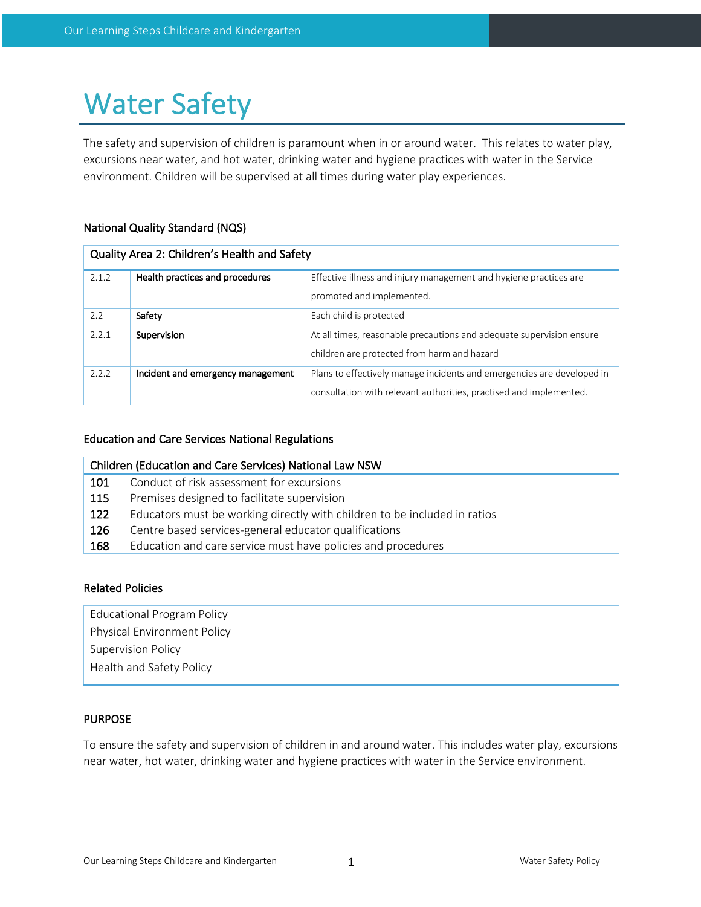# Water Safety

The safety and supervision of children is paramount when in or around water. This relates to water play, excursions near water, and hot water, drinking water and hygiene practices with water in the Service environment. Children will be supervised at all times during water play experiences.

## National Quality Standard (NQS)

| Quality Area 2: Children's Health and Safety | | |
|---|---|---|
| 2.1.2 | **Health practices and procedures** | Effective illness and injury management and hygiene practices are promoted and implemented. |
| 2.2 | **Safety** | Each child is protected |
| 2.2.1 | **Supervision** | At all times, reasonable precautions and adequate supervision ensure children are protected from harm and hazard |
| 2.2.2 | **Incident and emergency management** | Plans to effectively manage incidents and emergencies are developed in consultation with relevant authorities, practised and implemented. |

## Education and Care Services National Regulations

| Children (Education and Care Services) National Law NSW | |
|---|---|
| 101 | Conduct of risk assessment for excursions |
| 115 | Premises designed to facilitate supervision |
| 122 | Educators must be working directly with children to be included in ratios |
| 126 | Centre based services-general educator qualifications |
| 168 | Education and care service must have policies and procedures |

## Related Policies

Educational Program Policy
Physical Environment Policy
Supervision Policy
Health and Safety Policy

## PURPOSE

To ensure the safety and supervision of children in and around water. This includes water play, excursions near water, hot water, drinking water and hygiene practices with water in the Service environment.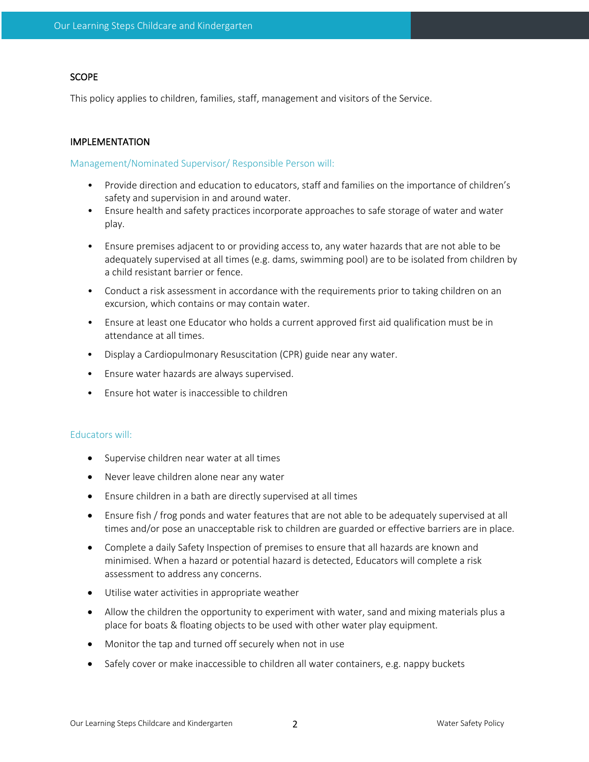## SCOPE

This policy applies to children, families, staff, management and visitors of the Service.

## IMPLEMENTATION

### Management/Nominated Supervisor/ Responsible Person will:

- Provide direction and education to educators, staff and families on the importance of children's safety and supervision in and around water.
- Ensure health and safety practices incorporate approaches to safe storage of water and water play.
- Ensure premises adjacent to or providing access to, any water hazards that are not able to be adequately supervised at all times (e.g. dams, swimming pool) are to be isolated from children by a child resistant barrier or fence.
- Conduct a risk assessment in accordance with the requirements prior to taking children on an excursion, which contains or may contain water.
- Ensure at least one Educator who holds a current approved first aid qualification must be in attendance at all times.
- Display a Cardiopulmonary Resuscitation (CPR) guide near any water.
- Ensure water hazards are always supervised.
- Ensure hot water is inaccessible to children

### Educators will:

- Supervise children near water at all times
- Never leave children alone near any water
- Ensure children in a bath are directly supervised at all times
- Ensure fish / frog ponds and water features that are not able to be adequately supervised at all times and/or pose an unacceptable risk to children are guarded or effective barriers are in place.
- Complete a daily Safety Inspection of premises to ensure that all hazards are known and minimised. When a hazard or potential hazard is detected, Educators will complete a risk assessment to address any concerns.
- Utilise water activities in appropriate weather
- Allow the children the opportunity to experiment with water, sand and mixing materials plus a place for boats & floating objects to be used with other water play equipment.
- Monitor the tap and turned off securely when not in use
- Safely cover or make inaccessible to children all water containers, e.g. nappy buckets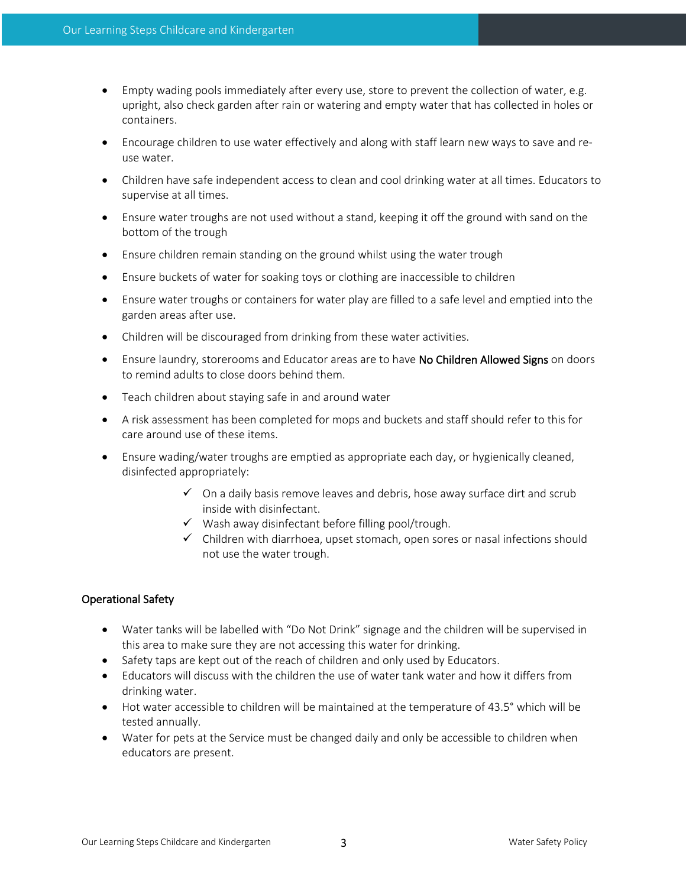- Empty wading pools immediately after every use, store to prevent the collection of water, e.g. upright, also check garden after rain or watering and empty water that has collected in holes or containers.
- Encourage children to use water effectively and along with staff learn new ways to save and re-use water.
- Children have safe independent access to clean and cool drinking water at all times. Educators to supervise at all times.
- Ensure water troughs are not used without a stand, keeping it off the ground with sand on the bottom of the trough
- Ensure children remain standing on the ground whilst using the water trough
- Ensure buckets of water for soaking toys or clothing are inaccessible to children
- Ensure water troughs or containers for water play are filled to a safe level and emptied into the garden areas after use.
- Children will be discouraged from drinking from these water activities.
- Ensure laundry, storerooms and Educator areas are to have No Children Allowed Signs on doors to remind adults to close doors behind them.
- Teach children about staying safe in and around water
- A risk assessment has been completed for mops and buckets and staff should refer to this for care around use of these items.
- Ensure wading/water troughs are emptied as appropriate each day, or hygienically cleaned, disinfected appropriately:
  - ✓ On a daily basis remove leaves and debris, hose away surface dirt and scrub inside with disinfectant.
  - ✓ Wash away disinfectant before filling pool/trough.
  - ✓ Children with diarrhoea, upset stomach, open sores or nasal infections should not use the water trough.

## Operational Safety

- Water tanks will be labelled with "Do Not Drink" signage and the children will be supervised in this area to make sure they are not accessing this water for drinking.
- Safety taps are kept out of the reach of children and only used by Educators.
- Educators will discuss with the children the use of water tank water and how it differs from drinking water.
- Hot water accessible to children will be maintained at the temperature of 43.5° which will be tested annually.
- Water for pets at the Service must be changed daily and only be accessible to children when educators are present.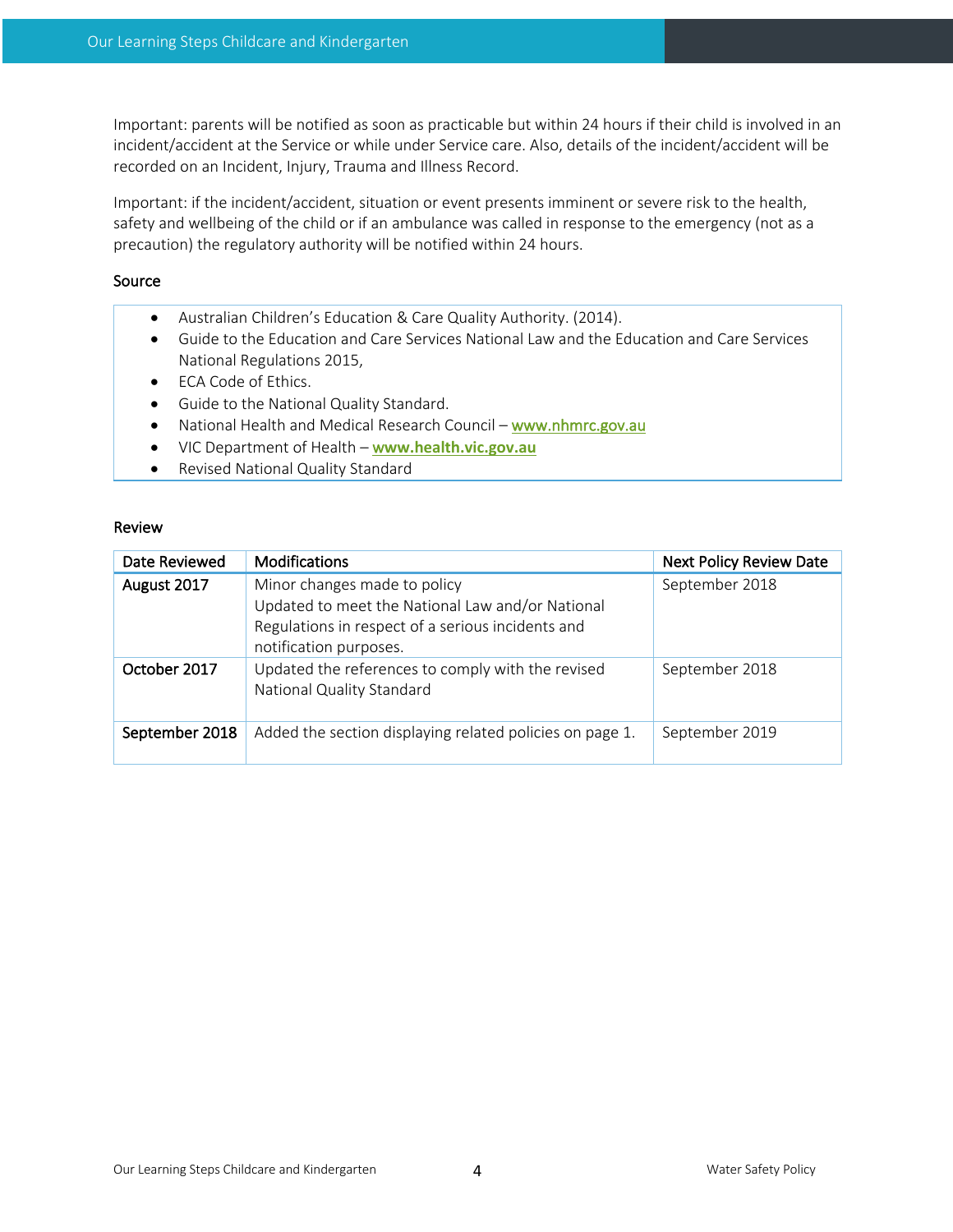Important: parents will be notified as soon as practicable but within 24 hours if their child is involved in an incident/accident at the Service or while under Service care. Also, details of the incident/accident will be recorded on an Incident, Injury, Trauma and Illness Record.

Important: if the incident/accident, situation or event presents imminent or severe risk to the health, safety and wellbeing of the child or if an ambulance was called in response to the emergency (not as a precaution) the regulatory authority will be notified within 24 hours.

### Source

- Australian Children's Education & Care Quality Authority. (2014).
- Guide to the Education and Care Services National Law and the Education and Care Services National Regulations 2015,
- ECA Code of Ethics.
- Guide to the National Quality Standard.
- National Health and Medical Research Council – www.nhmrc.gov.au
- VIC Department of Health – **www.health.vic.gov.au**
- Revised National Quality Standard

### Review

| Date Reviewed | Modifications | Next Policy Review Date |
|---|---|---|
| **August 2017** | Minor changes made to policy<br>Updated to meet the National Law and/or National Regulations in respect of a serious incidents and notification purposes. | September 2018 |
| **October 2017** | Updated the references to comply with the revised National Quality Standard | September 2018 |
| **September 2018** | Added the section displaying related policies on page 1. | September 2019 |